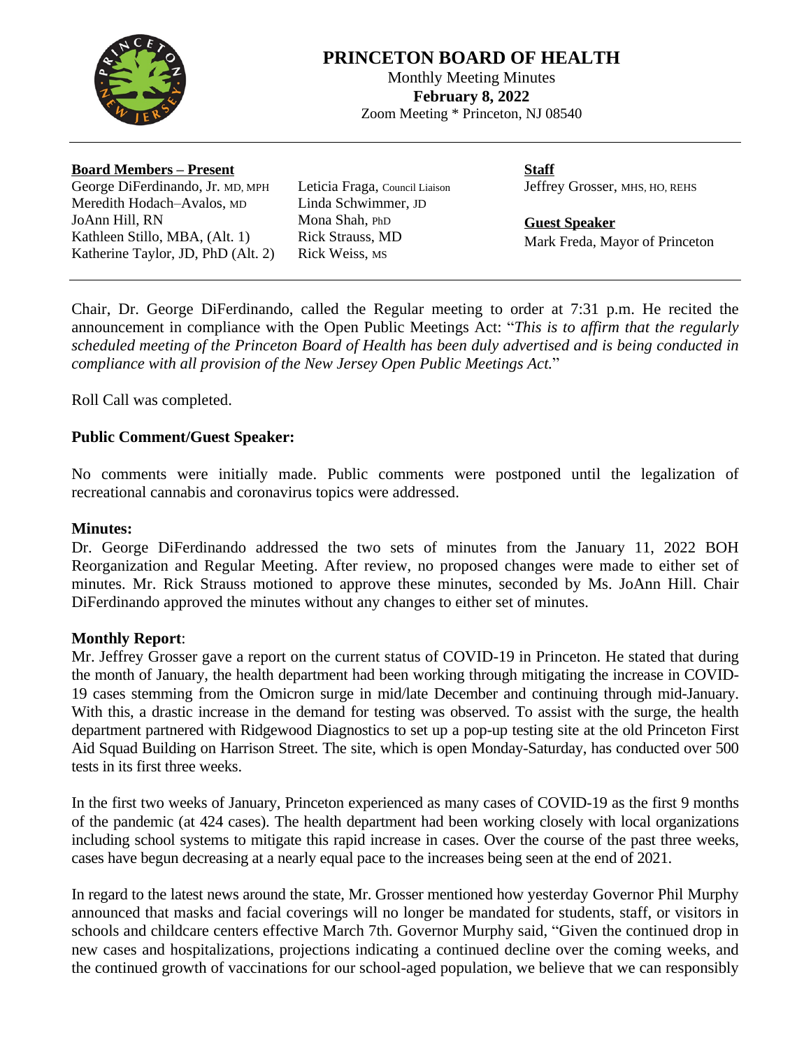# PRINCETON BOARD OF HEALTH

Monthly Meeting Minutes
**February 8, 2022**
Zoom Meeting * Princeton, NJ 08540

---

**Board Members – Present**
George DiFerdinando, Jr. MD, MPH
Meredith Hodach–Avalos, MD
JoAnn Hill, RN
Kathleen Stillo, MBA, (Alt. 1)
Katherine Taylor, JD, PhD (Alt. 2)
Leticia Fraga, Council Liaison
Linda Schwimmer, JD
Mona Shah, PhD
Rick Strauss, MD
Rick Weiss, MS

**Staff**
Jeffrey Grosser, MHS, HO, REHS

**Guest Speaker**
Mark Freda, Mayor of Princeton

---

Chair, Dr. George DiFerdinando, called the Regular meeting to order at 7:31 p.m. He recited the announcement in compliance with the Open Public Meetings Act: "*This is to affirm that the regularly scheduled meeting of the Princeton Board of Health has been duly advertised and is being conducted in compliance with all provision of the New Jersey Open Public Meetings Act.*"

Roll Call was completed.

**Public Comment/Guest Speaker:**

No comments were initially made. Public comments were postponed until the legalization of recreational cannabis and coronavirus topics were addressed.

**Minutes:**
Dr. George DiFerdinando addressed the two sets of minutes from the January 11, 2022 BOH Reorganization and Regular Meeting. After review, no proposed changes were made to either set of minutes. Mr. Rick Strauss motioned to approve these minutes, seconded by Ms. JoAnn Hill. Chair DiFerdinando approved the minutes without any changes to either set of minutes.

**Monthly Report**:
Mr. Jeffrey Grosser gave a report on the current status of COVID-19 in Princeton. He stated that during the month of January, the health department had been working through mitigating the increase in COVID-19 cases stemming from the Omicron surge in mid/late December and continuing through mid-January. With this, a drastic increase in the demand for testing was observed. To assist with the surge, the health department partnered with Ridgewood Diagnostics to set up a pop-up testing site at the old Princeton First Aid Squad Building on Harrison Street. The site, which is open Monday-Saturday, has conducted over 500 tests in its first three weeks.

In the first two weeks of January, Princeton experienced as many cases of COVID-19 as the first 9 months of the pandemic (at 424 cases). The health department had been working closely with local organizations including school systems to mitigate this rapid increase in cases. Over the course of the past three weeks, cases have begun decreasing at a nearly equal pace to the increases being seen at the end of 2021.

In regard to the latest news around the state, Mr. Grosser mentioned how yesterday Governor Phil Murphy announced that masks and facial coverings will no longer be mandated for students, staff, or visitors in schools and childcare centers effective March 7th. Governor Murphy said, "Given the continued drop in new cases and hospitalizations, projections indicating a continued decline over the coming weeks, and the continued growth of vaccinations for our school-aged population, we believe that we can responsibly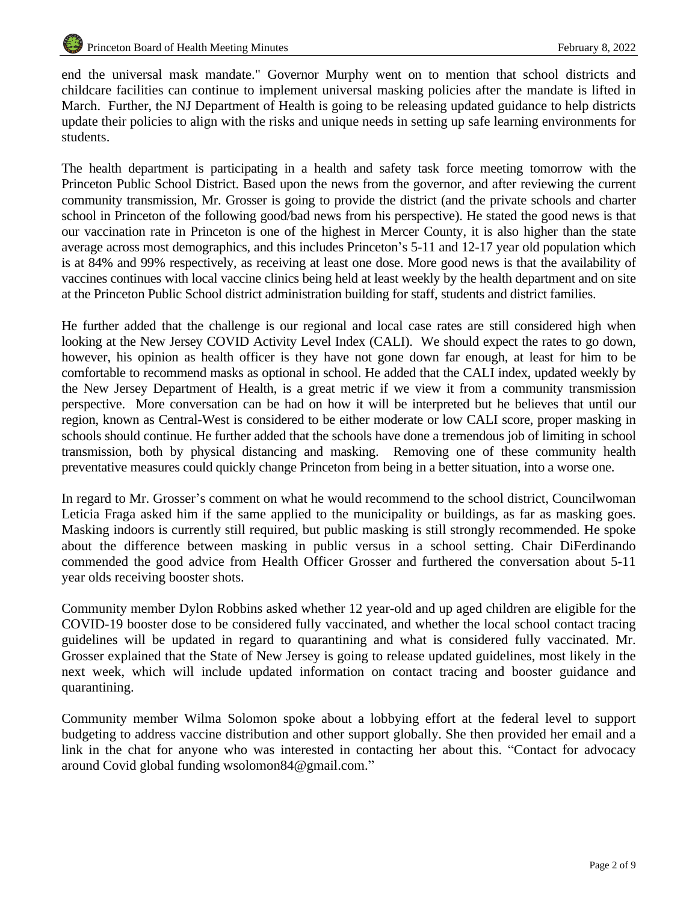end the universal mask mandate." Governor Murphy went on to mention that school districts and childcare facilities can continue to implement universal masking policies after the mandate is lifted in March. Further, the NJ Department of Health is going to be releasing updated guidance to help districts update their policies to align with the risks and unique needs in setting up safe learning environments for students.

The health department is participating in a health and safety task force meeting tomorrow with the Princeton Public School District. Based upon the news from the governor, and after reviewing the current community transmission, Mr. Grosser is going to provide the district (and the private schools and charter school in Princeton of the following good/bad news from his perspective). He stated the good news is that our vaccination rate in Princeton is one of the highest in Mercer County, it is also higher than the state average across most demographics, and this includes Princeton's 5-11 and 12-17 year old population which is at 84% and 99% respectively, as receiving at least one dose. More good news is that the availability of vaccines continues with local vaccine clinics being held at least weekly by the health department and on site at the Princeton Public School district administration building for staff, students and district families.

He further added that the challenge is our regional and local case rates are still considered high when looking at the New Jersey COVID Activity Level Index (CALI). We should expect the rates to go down, however, his opinion as health officer is they have not gone down far enough, at least for him to be comfortable to recommend masks as optional in school. He added that the CALI index, updated weekly by the New Jersey Department of Health, is a great metric if we view it from a community transmission perspective. More conversation can be had on how it will be interpreted but he believes that until our region, known as Central-West is considered to be either moderate or low CALI score, proper masking in schools should continue. He further added that the schools have done a tremendous job of limiting in school transmission, both by physical distancing and masking. Removing one of these community health preventative measures could quickly change Princeton from being in a better situation, into a worse one.

In regard to Mr. Grosser's comment on what he would recommend to the school district, Councilwoman Leticia Fraga asked him if the same applied to the municipality or buildings, as far as masking goes. Masking indoors is currently still required, but public masking is still strongly recommended. He spoke about the difference between masking in public versus in a school setting. Chair DiFerdinando commended the good advice from Health Officer Grosser and furthered the conversation about 5-11 year olds receiving booster shots.

Community member Dylon Robbins asked whether 12 year-old and up aged children are eligible for the COVID-19 booster dose to be considered fully vaccinated, and whether the local school contact tracing guidelines will be updated in regard to quarantining and what is considered fully vaccinated. Mr. Grosser explained that the State of New Jersey is going to release updated guidelines, most likely in the next week, which will include updated information on contact tracing and booster guidance and quarantining.

Community member Wilma Solomon spoke about a lobbying effort at the federal level to support budgeting to address vaccine distribution and other support globally. She then provided her email and a link in the chat for anyone who was interested in contacting her about this. "Contact for advocacy around Covid global funding wsolomon84@gmail.com."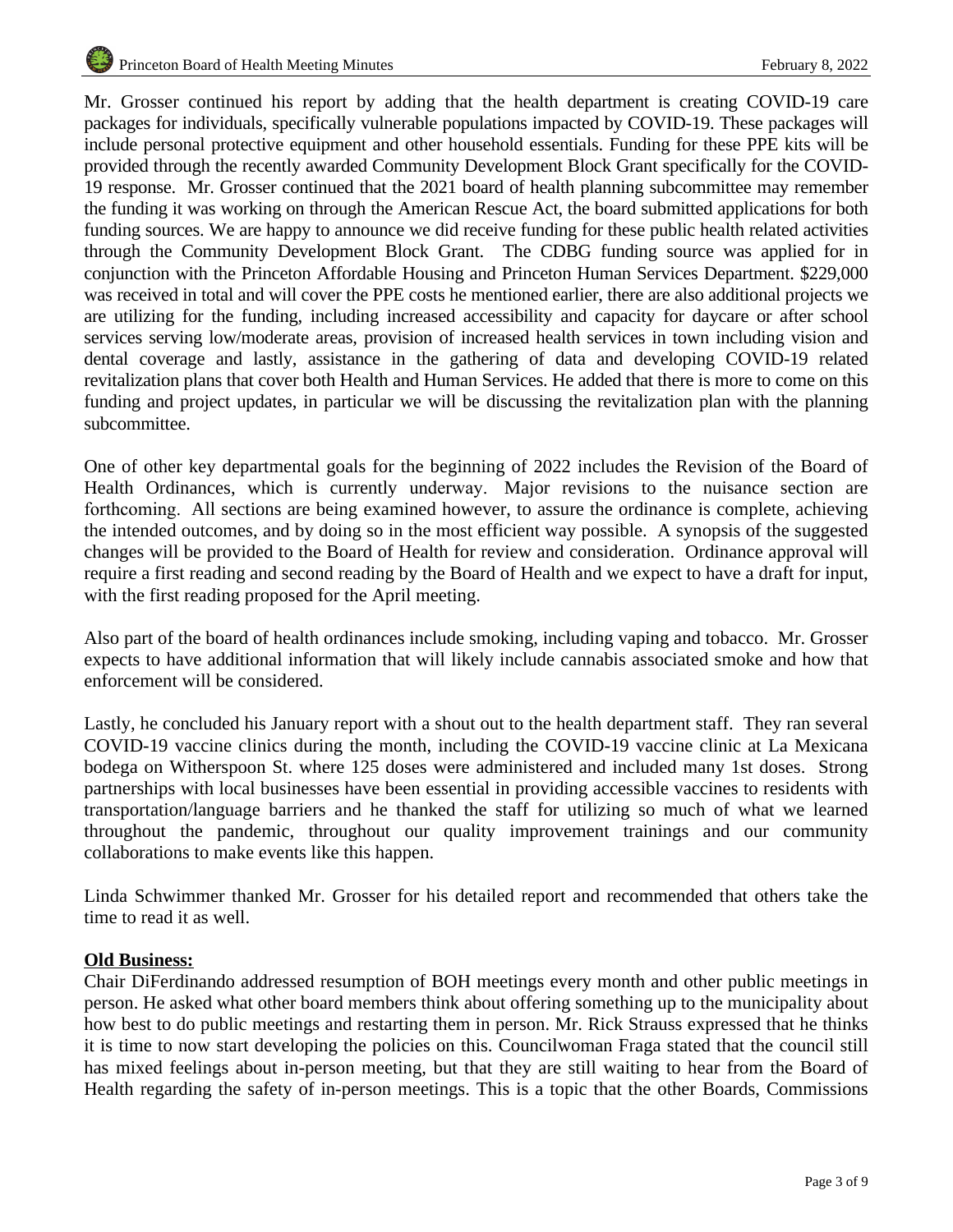Mr. Grosser continued his report by adding that the health department is creating COVID-19 care packages for individuals, specifically vulnerable populations impacted by COVID-19. These packages will include personal protective equipment and other household essentials. Funding for these PPE kits will be provided through the recently awarded Community Development Block Grant specifically for the COVID-19 response. Mr. Grosser continued that the 2021 board of health planning subcommittee may remember the funding it was working on through the American Rescue Act, the board submitted applications for both funding sources. We are happy to announce we did receive funding for these public health related activities through the Community Development Block Grant. The CDBG funding source was applied for in conjunction with the Princeton Affordable Housing and Princeton Human Services Department. $229,000 was received in total and will cover the PPE costs he mentioned earlier, there are also additional projects we are utilizing for the funding, including increased accessibility and capacity for daycare or after school services serving low/moderate areas, provision of increased health services in town including vision and dental coverage and lastly, assistance in the gathering of data and developing COVID-19 related revitalization plans that cover both Health and Human Services. He added that there is more to come on this funding and project updates, in particular we will be discussing the revitalization plan with the planning subcommittee.

One of other key departmental goals for the beginning of 2022 includes the Revision of the Board of Health Ordinances, which is currently underway. Major revisions to the nuisance section are forthcoming. All sections are being examined however, to assure the ordinance is complete, achieving the intended outcomes, and by doing so in the most efficient way possible. A synopsis of the suggested changes will be provided to the Board of Health for review and consideration. Ordinance approval will require a first reading and second reading by the Board of Health and we expect to have a draft for input, with the first reading proposed for the April meeting.

Also part of the board of health ordinances include smoking, including vaping and tobacco. Mr. Grosser expects to have additional information that will likely include cannabis associated smoke and how that enforcement will be considered.

Lastly, he concluded his January report with a shout out to the health department staff. They ran several COVID-19 vaccine clinics during the month, including the COVID-19 vaccine clinic at La Mexicana bodega on Witherspoon St. where 125 doses were administered and included many 1st doses. Strong partnerships with local businesses have been essential in providing accessible vaccines to residents with transportation/language barriers and he thanked the staff for utilizing so much of what we learned throughout the pandemic, throughout our quality improvement trainings and our community collaborations to make events like this happen.

Linda Schwimmer thanked Mr. Grosser for his detailed report and recommended that others take the time to read it as well.

**Old Business:**

Chair DiFerdinando addressed resumption of BOH meetings every month and other public meetings in person. He asked what other board members think about offering something up to the municipality about how best to do public meetings and restarting them in person. Mr. Rick Strauss expressed that he thinks it is time to now start developing the policies on this. Councilwoman Fraga stated that the council still has mixed feelings about in-person meeting, but that they are still waiting to hear from the Board of Health regarding the safety of in-person meetings. This is a topic that the other Boards, Commissions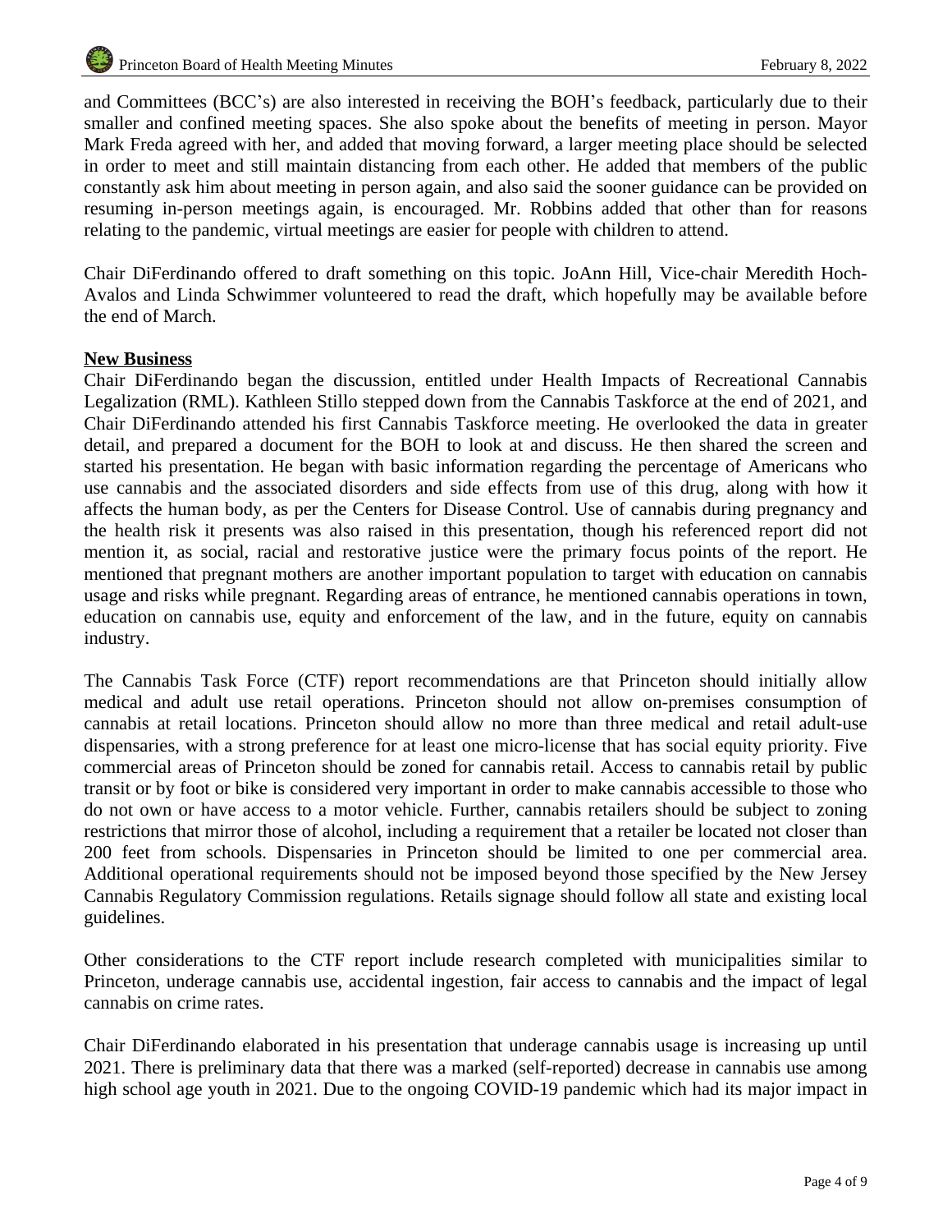and Committees (BCC's) are also interested in receiving the BOH's feedback, particularly due to their smaller and confined meeting spaces. She also spoke about the benefits of meeting in person. Mayor Mark Freda agreed with her, and added that moving forward, a larger meeting place should be selected in order to meet and still maintain distancing from each other. He added that members of the public constantly ask him about meeting in person again, and also said the sooner guidance can be provided on resuming in-person meetings again, is encouraged. Mr. Robbins added that other than for reasons relating to the pandemic, virtual meetings are easier for people with children to attend.

Chair DiFerdinando offered to draft something on this topic. JoAnn Hill, Vice-chair Meredith Hoch-Avalos and Linda Schwimmer volunteered to read the draft, which hopefully may be available before the end of March.

**New Business**

Chair DiFerdinando began the discussion, entitled under Health Impacts of Recreational Cannabis Legalization (RML). Kathleen Stillo stepped down from the Cannabis Taskforce at the end of 2021, and Chair DiFerdinando attended his first Cannabis Taskforce meeting. He overlooked the data in greater detail, and prepared a document for the BOH to look at and discuss. He then shared the screen and started his presentation. He began with basic information regarding the percentage of Americans who use cannabis and the associated disorders and side effects from use of this drug, along with how it affects the human body, as per the Centers for Disease Control. Use of cannabis during pregnancy and the health risk it presents was also raised in this presentation, though his referenced report did not mention it, as social, racial and restorative justice were the primary focus points of the report. He mentioned that pregnant mothers are another important population to target with education on cannabis usage and risks while pregnant. Regarding areas of entrance, he mentioned cannabis operations in town, education on cannabis use, equity and enforcement of the law, and in the future, equity on cannabis industry.

The Cannabis Task Force (CTF) report recommendations are that Princeton should initially allow medical and adult use retail operations. Princeton should not allow on-premises consumption of cannabis at retail locations. Princeton should allow no more than three medical and retail adult-use dispensaries, with a strong preference for at least one micro-license that has social equity priority. Five commercial areas of Princeton should be zoned for cannabis retail. Access to cannabis retail by public transit or by foot or bike is considered very important in order to make cannabis accessible to those who do not own or have access to a motor vehicle. Further, cannabis retailers should be subject to zoning restrictions that mirror those of alcohol, including a requirement that a retailer be located not closer than 200 feet from schools. Dispensaries in Princeton should be limited to one per commercial area. Additional operational requirements should not be imposed beyond those specified by the New Jersey Cannabis Regulatory Commission regulations. Retails signage should follow all state and existing local guidelines.

Other considerations to the CTF report include research completed with municipalities similar to Princeton, underage cannabis use, accidental ingestion, fair access to cannabis and the impact of legal cannabis on crime rates.

Chair DiFerdinando elaborated in his presentation that underage cannabis usage is increasing up until 2021. There is preliminary data that there was a marked (self-reported) decrease in cannabis use among high school age youth in 2021. Due to the ongoing COVID-19 pandemic which had its major impact in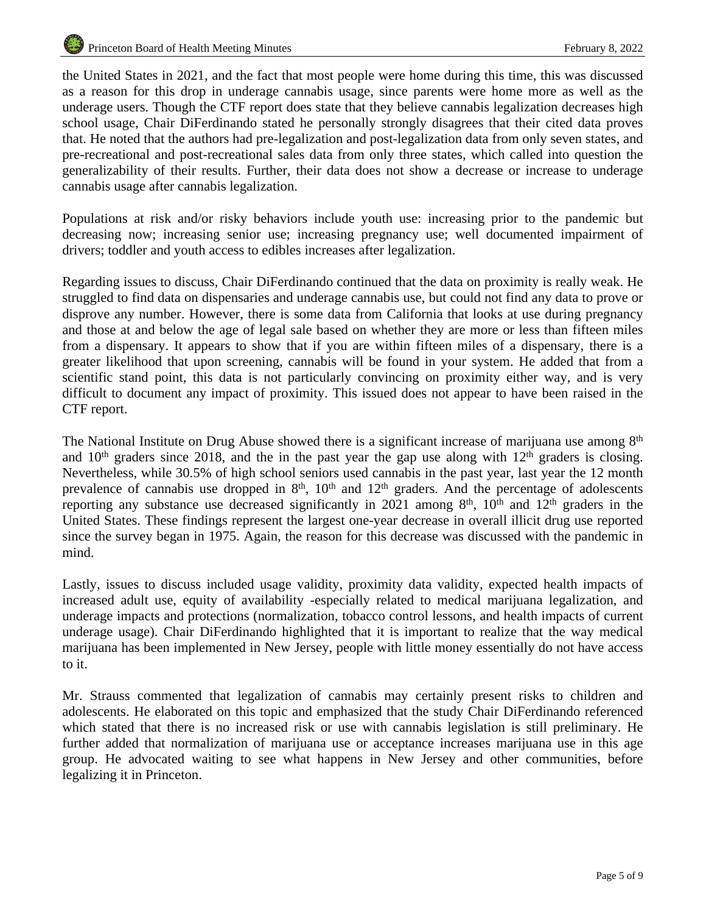the United States in 2021, and the fact that most people were home during this time, this was discussed as a reason for this drop in underage cannabis usage, since parents were home more as well as the underage users. Though the CTF report does state that they believe cannabis legalization decreases high school usage, Chair DiFerdinando stated he personally strongly disagrees that their cited data proves that. He noted that the authors had pre-legalization and post-legalization data from only seven states, and pre-recreational and post-recreational sales data from only three states, which called into question the generalizability of their results. Further, their data does not show a decrease or increase to underage cannabis usage after cannabis legalization.

Populations at risk and/or risky behaviors include youth use: increasing prior to the pandemic but decreasing now; increasing senior use; increasing pregnancy use; well documented impairment of drivers; toddler and youth access to edibles increases after legalization.

Regarding issues to discuss, Chair DiFerdinando continued that the data on proximity is really weak. He struggled to find data on dispensaries and underage cannabis use, but could not find any data to prove or disprove any number. However, there is some data from California that looks at use during pregnancy and those at and below the age of legal sale based on whether they are more or less than fifteen miles from a dispensary. It appears to show that if you are within fifteen miles of a dispensary, there is a greater likelihood that upon screening, cannabis will be found in your system. He added that from a scientific stand point, this data is not particularly convincing on proximity either way, and is very difficult to document any impact of proximity. This issued does not appear to have been raised in the CTF report.

The National Institute on Drug Abuse showed there is a significant increase of marijuana use among 8th and 10th graders since 2018, and the in the past year the gap use along with 12th graders is closing. Nevertheless, while 30.5% of high school seniors used cannabis in the past year, last year the 12 month prevalence of cannabis use dropped in 8th, 10th and 12th graders. And the percentage of adolescents reporting any substance use decreased significantly in 2021 among 8th, 10th and 12th graders in the United States. These findings represent the largest one-year decrease in overall illicit drug use reported since the survey began in 1975. Again, the reason for this decrease was discussed with the pandemic in mind.

Lastly, issues to discuss included usage validity, proximity data validity, expected health impacts of increased adult use, equity of availability -especially related to medical marijuana legalization, and underage impacts and protections (normalization, tobacco control lessons, and health impacts of current underage usage). Chair DiFerdinando highlighted that it is important to realize that the way medical marijuana has been implemented in New Jersey, people with little money essentially do not have access to it.

Mr. Strauss commented that legalization of cannabis may certainly present risks to children and adolescents. He elaborated on this topic and emphasized that the study Chair DiFerdinando referenced which stated that there is no increased risk or use with cannabis legislation is still preliminary. He further added that normalization of marijuana use or acceptance increases marijuana use in this age group. He advocated waiting to see what happens in New Jersey and other communities, before legalizing it in Princeton.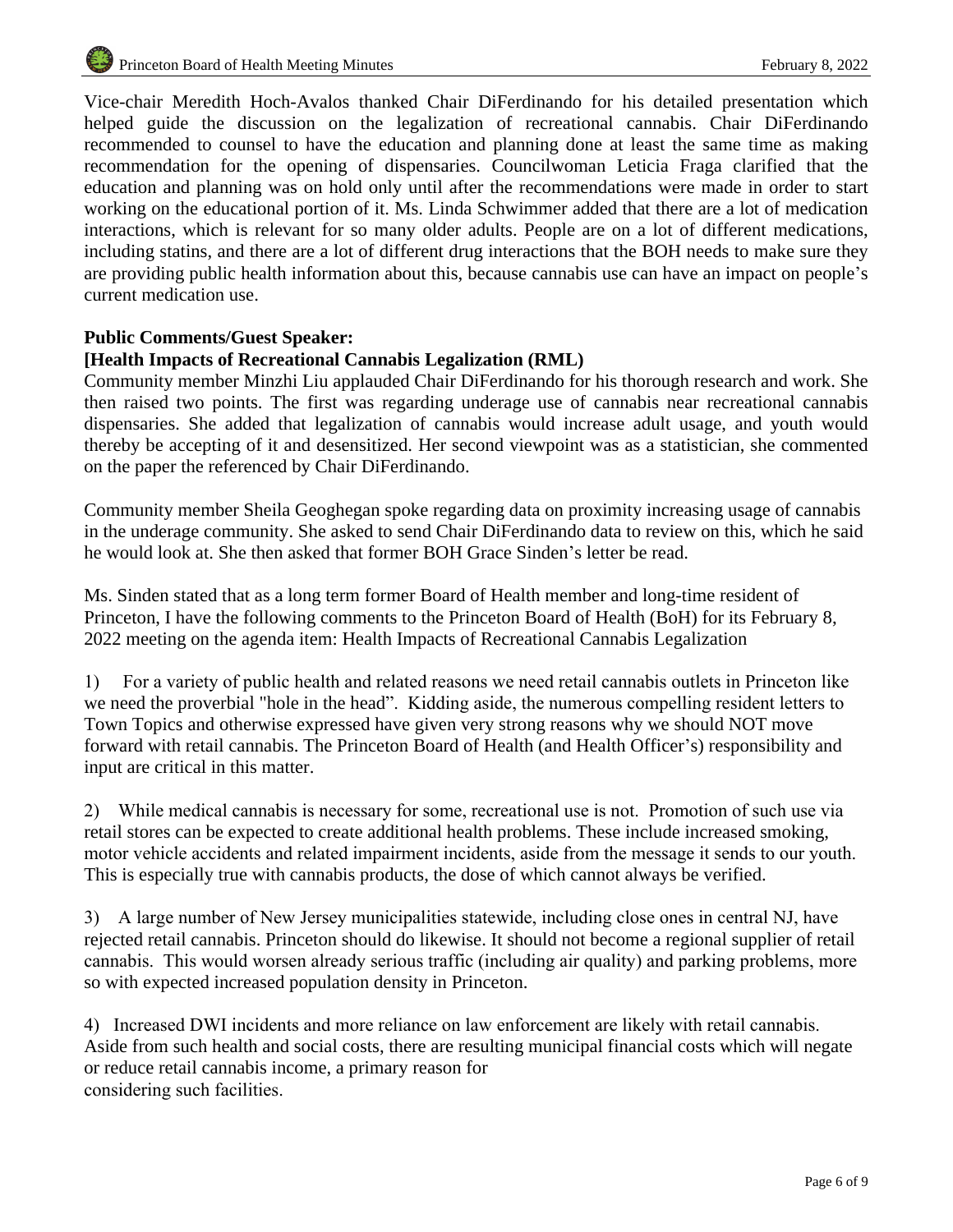Vice-chair Meredith Hoch-Avalos thanked Chair DiFerdinando for his detailed presentation which helped guide the discussion on the legalization of recreational cannabis. Chair DiFerdinando recommended to counsel to have the education and planning done at least the same time as making recommendation for the opening of dispensaries. Councilwoman Leticia Fraga clarified that the education and planning was on hold only until after the recommendations were made in order to start working on the educational portion of it. Ms. Linda Schwimmer added that there are a lot of medication interactions, which is relevant for so many older adults. People are on a lot of different medications, including statins, and there are a lot of different drug interactions that the BOH needs to make sure they are providing public health information about this, because cannabis use can have an impact on people's current medication use.

**Public Comments/Guest Speaker:**

**[Health Impacts of Recreational Cannabis Legalization (RML)**

Community member Minzhi Liu applauded Chair DiFerdinando for his thorough research and work. She then raised two points. The first was regarding underage use of cannabis near recreational cannabis dispensaries. She added that legalization of cannabis would increase adult usage, and youth would thereby be accepting of it and desensitized. Her second viewpoint was as a statistician, she commented on the paper the referenced by Chair DiFerdinando.

Community member Sheila Geoghegan spoke regarding data on proximity increasing usage of cannabis in the underage community. She asked to send Chair DiFerdinando data to review on this, which he said he would look at. She then asked that former BOH Grace Sinden's letter be read.

Ms. Sinden stated that as a long term former Board of Health member and long-time resident of Princeton, I have the following comments to the Princeton Board of Health (BoH) for its February 8, 2022 meeting on the agenda item: Health Impacts of Recreational Cannabis Legalization

1) For a variety of public health and related reasons we need retail cannabis outlets in Princeton like we need the proverbial "hole in the head". Kidding aside, the numerous compelling resident letters to Town Topics and otherwise expressed have given very strong reasons why we should NOT move forward with retail cannabis. The Princeton Board of Health (and Health Officer's) responsibility and input are critical in this matter.

2) While medical cannabis is necessary for some, recreational use is not. Promotion of such use via retail stores can be expected to create additional health problems. These include increased smoking, motor vehicle accidents and related impairment incidents, aside from the message it sends to our youth. This is especially true with cannabis products, the dose of which cannot always be verified.

3) A large number of New Jersey municipalities statewide, including close ones in central NJ, have rejected retail cannabis. Princeton should do likewise. It should not become a regional supplier of retail cannabis. This would worsen already serious traffic (including air quality) and parking problems, more so with expected increased population density in Princeton.

4) Increased DWI incidents and more reliance on law enforcement are likely with retail cannabis. Aside from such health and social costs, there are resulting municipal financial costs which will negate or reduce retail cannabis income, a primary reason for considering such facilities.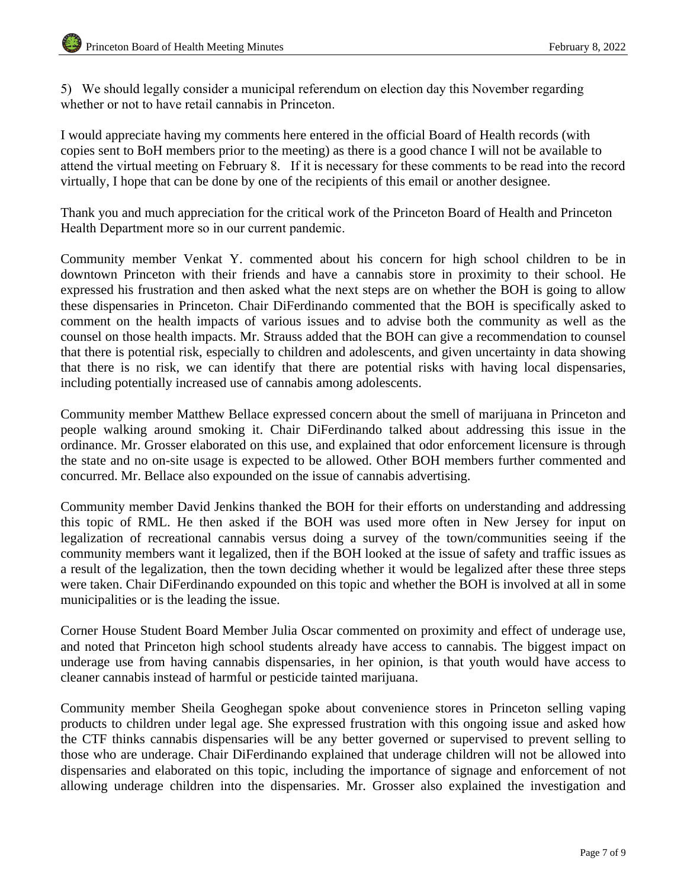5) We should legally consider a municipal referendum on election day this November regarding whether or not to have retail cannabis in Princeton.

I would appreciate having my comments here entered in the official Board of Health records (with copies sent to BoH members prior to the meeting) as there is a good chance I will not be available to attend the virtual meeting on February 8. If it is necessary for these comments to be read into the record virtually, I hope that can be done by one of the recipients of this email or another designee.

Thank you and much appreciation for the critical work of the Princeton Board of Health and Princeton Health Department more so in our current pandemic.

Community member Venkat Y. commented about his concern for high school children to be in downtown Princeton with their friends and have a cannabis store in proximity to their school. He expressed his frustration and then asked what the next steps are on whether the BOH is going to allow these dispensaries in Princeton. Chair DiFerdinando commented that the BOH is specifically asked to comment on the health impacts of various issues and to advise both the community as well as the counsel on those health impacts. Mr. Strauss added that the BOH can give a recommendation to counsel that there is potential risk, especially to children and adolescents, and given uncertainty in data showing that there is no risk, we can identify that there are potential risks with having local dispensaries, including potentially increased use of cannabis among adolescents.

Community member Matthew Bellace expressed concern about the smell of marijuana in Princeton and people walking around smoking it. Chair DiFerdinando talked about addressing this issue in the ordinance. Mr. Grosser elaborated on this use, and explained that odor enforcement licensure is through the state and no on-site usage is expected to be allowed. Other BOH members further commented and concurred. Mr. Bellace also expounded on the issue of cannabis advertising.

Community member David Jenkins thanked the BOH for their efforts on understanding and addressing this topic of RML. He then asked if the BOH was used more often in New Jersey for input on legalization of recreational cannabis versus doing a survey of the town/communities seeing if the community members want it legalized, then if the BOH looked at the issue of safety and traffic issues as a result of the legalization, then the town deciding whether it would be legalized after these three steps were taken. Chair DiFerdinando expounded on this topic and whether the BOH is involved at all in some municipalities or is the leading the issue.

Corner House Student Board Member Julia Oscar commented on proximity and effect of underage use, and noted that Princeton high school students already have access to cannabis. The biggest impact on underage use from having cannabis dispensaries, in her opinion, is that youth would have access to cleaner cannabis instead of harmful or pesticide tainted marijuana.

Community member Sheila Geoghegan spoke about convenience stores in Princeton selling vaping products to children under legal age. She expressed frustration with this ongoing issue and asked how the CTF thinks cannabis dispensaries will be any better governed or supervised to prevent selling to those who are underage. Chair DiFerdinando explained that underage children will not be allowed into dispensaries and elaborated on this topic, including the importance of signage and enforcement of not allowing underage children into the dispensaries. Mr. Grosser also explained the investigation and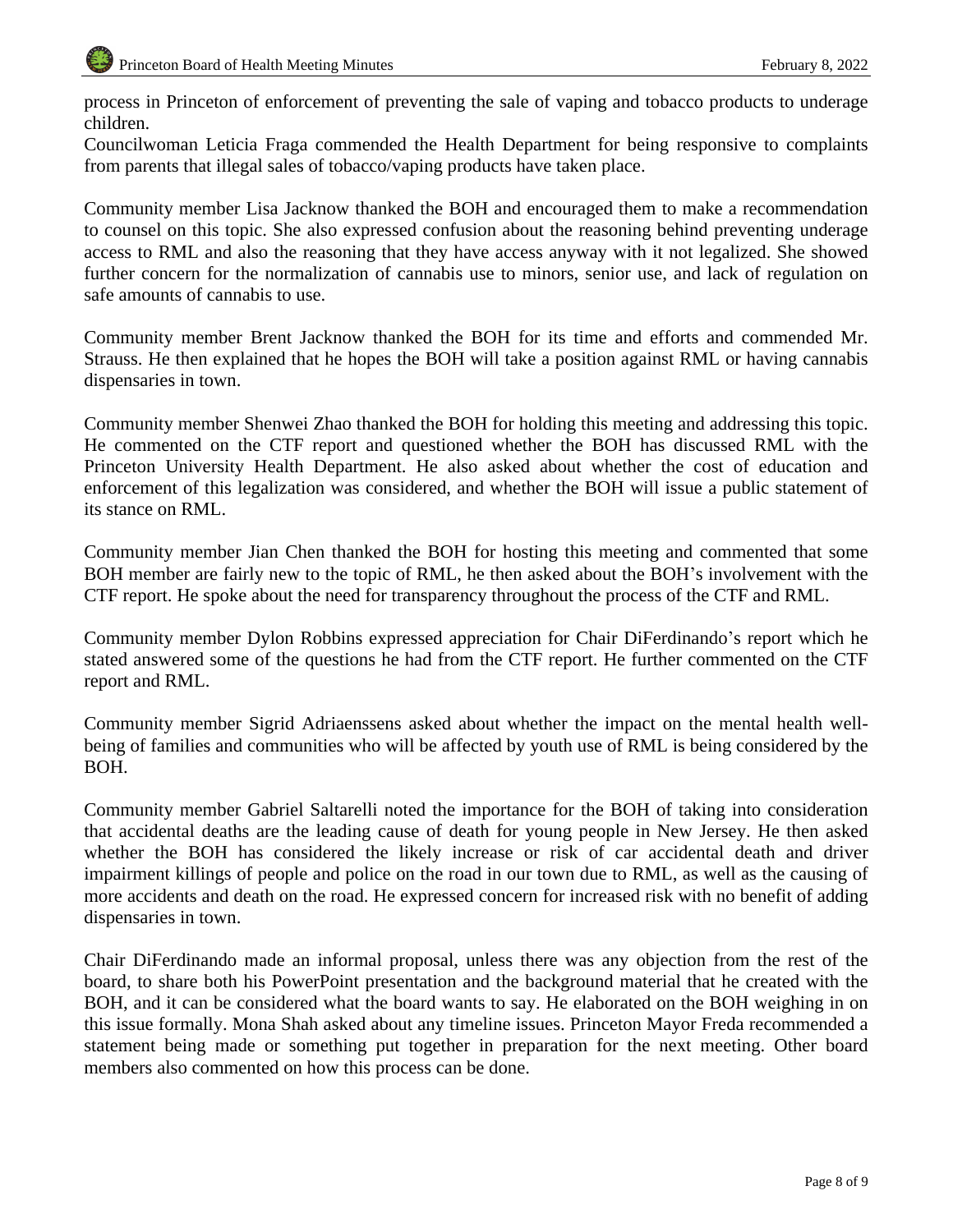process in Princeton of enforcement of preventing the sale of vaping and tobacco products to underage children.

Councilwoman Leticia Fraga commended the Health Department for being responsive to complaints from parents that illegal sales of tobacco/vaping products have taken place.

Community member Lisa Jacknow thanked the BOH and encouraged them to make a recommendation to counsel on this topic. She also expressed confusion about the reasoning behind preventing underage access to RML and also the reasoning that they have access anyway with it not legalized. She showed further concern for the normalization of cannabis use to minors, senior use, and lack of regulation on safe amounts of cannabis to use.

Community member Brent Jacknow thanked the BOH for its time and efforts and commended Mr. Strauss. He then explained that he hopes the BOH will take a position against RML or having cannabis dispensaries in town.

Community member Shenwei Zhao thanked the BOH for holding this meeting and addressing this topic. He commented on the CTF report and questioned whether the BOH has discussed RML with the Princeton University Health Department. He also asked about whether the cost of education and enforcement of this legalization was considered, and whether the BOH will issue a public statement of its stance on RML.

Community member Jian Chen thanked the BOH for hosting this meeting and commented that some BOH member are fairly new to the topic of RML, he then asked about the BOH's involvement with the CTF report. He spoke about the need for transparency throughout the process of the CTF and RML.

Community member Dylon Robbins expressed appreciation for Chair DiFerdinando's report which he stated answered some of the questions he had from the CTF report. He further commented on the CTF report and RML.

Community member Sigrid Adriaenssens asked about whether the impact on the mental health well-being of families and communities who will be affected by youth use of RML is being considered by the BOH.

Community member Gabriel Saltarelli noted the importance for the BOH of taking into consideration that accidental deaths are the leading cause of death for young people in New Jersey. He then asked whether the BOH has considered the likely increase or risk of car accidental death and driver impairment killings of people and police on the road in our town due to RML, as well as the causing of more accidents and death on the road. He expressed concern for increased risk with no benefit of adding dispensaries in town.

Chair DiFerdinando made an informal proposal, unless there was any objection from the rest of the board, to share both his PowerPoint presentation and the background material that he created with the BOH, and it can be considered what the board wants to say. He elaborated on the BOH weighing in on this issue formally. Mona Shah asked about any timeline issues. Princeton Mayor Freda recommended a statement being made or something put together in preparation for the next meeting. Other board members also commented on how this process can be done.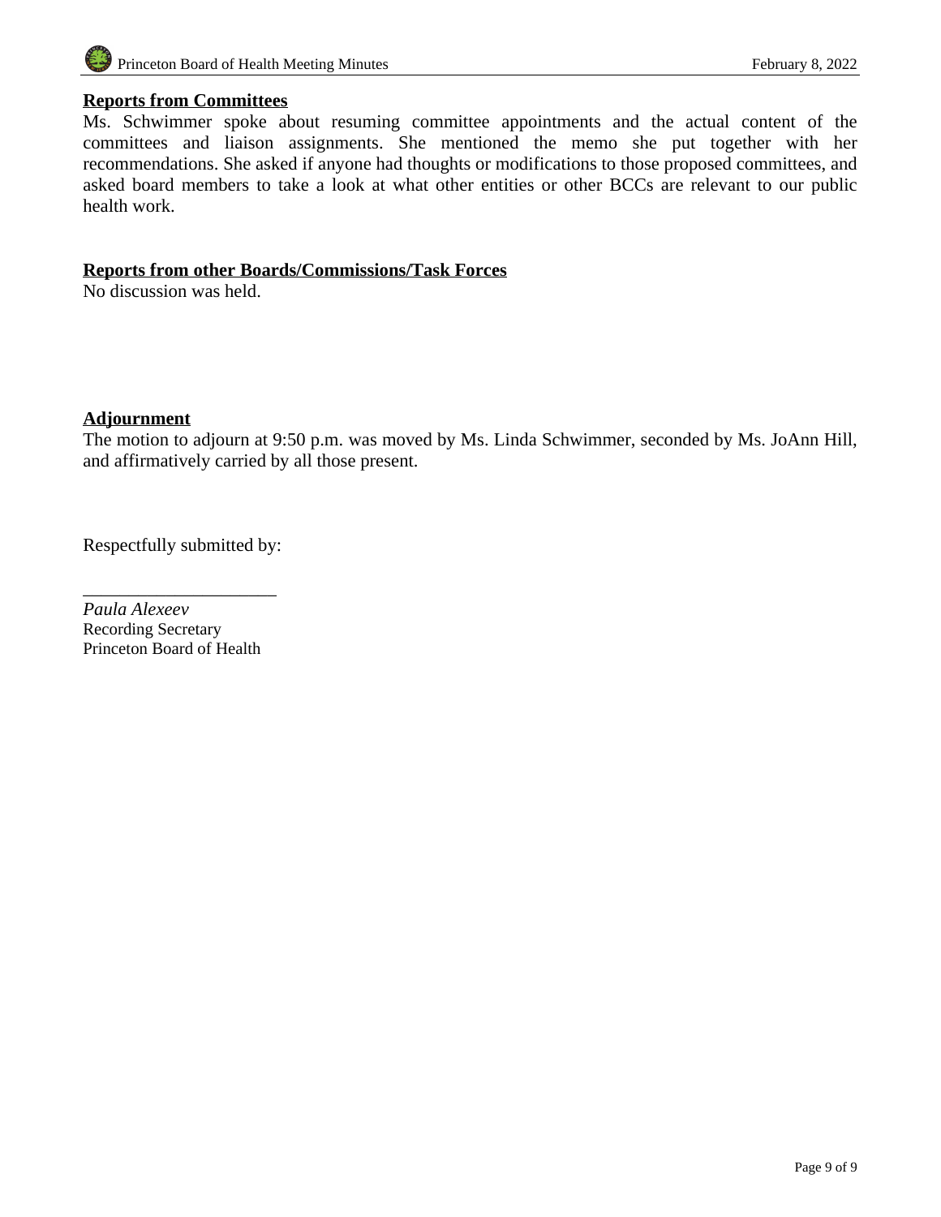**Reports from Committees**

Ms. Schwimmer spoke about resuming committee appointments and the actual content of the committees and liaison assignments. She mentioned the memo she put together with her recommendations. She asked if anyone had thoughts or modifications to those proposed committees, and asked board members to take a look at what other entities or other BCCs are relevant to our public health work.

**Reports from other Boards/Commissions/Task Forces**

No discussion was held.

**Adjournment**

The motion to adjourn at 9:50 p.m. was moved by Ms. Linda Schwimmer, seconded by Ms. JoAnn Hill, and affirmatively carried by all those present.

Respectfully submitted by:

______________________

*Paula Alexeev*
Recording Secretary
Princeton Board of Health